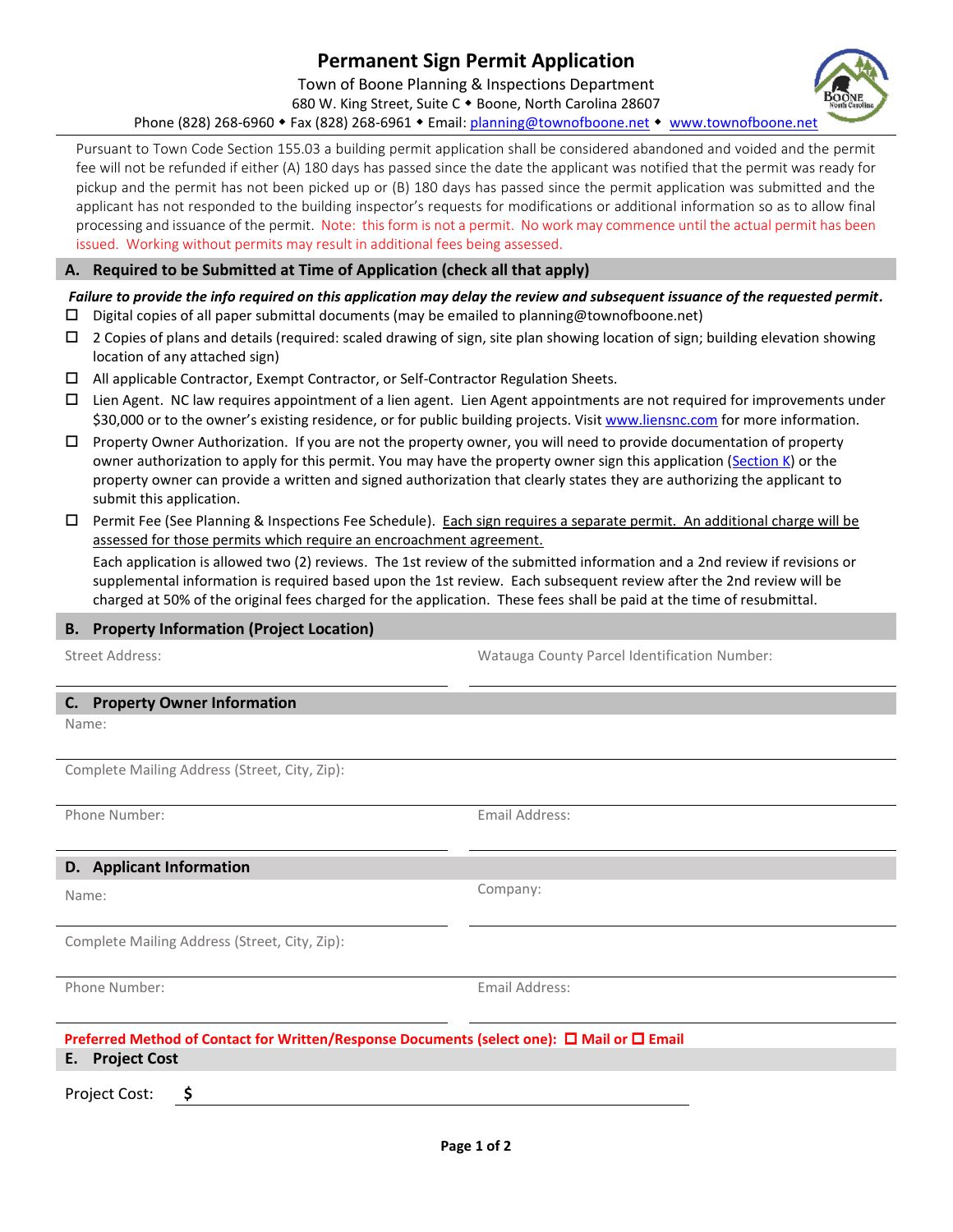# Permanent Sign Permit Application

Town of Boone Planning & Inspections Department
680 W. King Street, Suite C ◆ Boone, North Carolina 28607
Phone (828) 268-6960 ◆ Fax (828) 268-6961 ◆ Email: planning@townofboone.net ◆ www.townofboone.net

Pursuant to Town Code Section 155.03 a building permit application shall be considered abandoned and voided and the permit fee will not be refunded if either (A) 180 days has passed since the date the applicant was notified that the permit was ready for pickup and the permit has not been picked up or (B) 180 days has passed since the permit application was submitted and the applicant has not responded to the building inspector's requests for modifications or additional information so as to allow final processing and issuance of the permit. Note: this form is not a permit. No work may commence until the actual permit has been issued. Working without permits may result in additional fees being assessed.

## A. Required to be Submitted at Time of Application (check all that apply)

***Failure to provide the info required on this application may delay the review and subsequent issuance of the requested permit.***

- ☐ Digital copies of all paper submittal documents (may be emailed to planning@townofboone.net)
- ☐ 2 Copies of plans and details (required: scaled drawing of sign, site plan showing location of sign; building elevation showing location of any attached sign)
- ☐ All applicable Contractor, Exempt Contractor, or Self-Contractor Regulation Sheets.
- ☐ Lien Agent. NC law requires appointment of a lien agent. Lien Agent appointments are not required for improvements under $30,000 or to the owner's existing residence, or for public building projects. Visit www.liensnc.com for more information.
- ☐ Property Owner Authorization. If you are not the property owner, you will need to provide documentation of property owner authorization to apply for this permit. You may have the property owner sign this application (Section K) or the property owner can provide a written and signed authorization that clearly states they are authorizing the applicant to submit this application.
- ☐ Permit Fee (See Planning & Inspections Fee Schedule). Each sign requires a separate permit. An additional charge will be assessed for those permits which require an encroachment agreement.

  Each application is allowed two (2) reviews. The 1st review of the submitted information and a 2nd review if revisions or supplemental information is required based upon the 1st review. Each subsequent review after the 2nd review will be charged at 50% of the original fees charged for the application. These fees shall be paid at the time of resubmittal.

## B. Property Information (Project Location)

Street Address: ____________________

Watauga County Parcel Identification Number: ____________________

## C. Property Owner Information

Name: ____________________

Complete Mailing Address (Street, City, Zip): ____________________

Phone Number: ____________________

Email Address: ____________________

## D. Applicant Information

Name: ____________________

Company: ____________________

Complete Mailing Address (Street, City, Zip): ____________________

Phone Number: ____________________

Email Address: ____________________

**Preferred Method of Contact for Written/Response Documents (select one): ☐ Mail or ☐ Email**

## E. Project Cost

Project Cost: **$** ____________________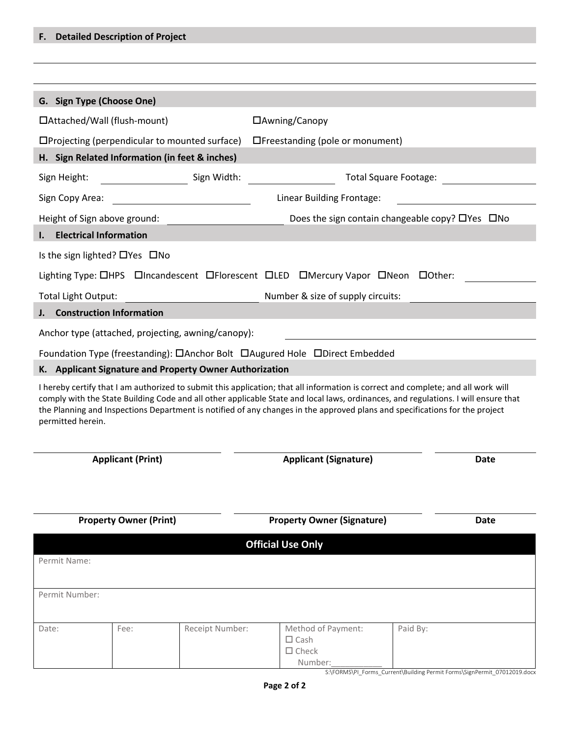## F. Detailed Description of Project

\_\_\_\_\_\_\_\_\_\_\_\_\_\_\_\_\_\_\_\_\_\_\_\_\_\_\_\_\_\_\_\_\_\_\_\_\_\_\_\_\_\_\_\_\_\_\_\_\_\_\_\_\_\_\_\_\_\_\_\_\_\_\_\_\_\_\_\_\_\_\_\_\_\_

\_\_\_\_\_\_\_\_\_\_\_\_\_\_\_\_\_\_\_\_\_\_\_\_\_\_\_\_\_\_\_\_\_\_\_\_\_\_\_\_\_\_\_\_\_\_\_\_\_\_\_\_\_\_\_\_\_\_\_\_\_\_\_\_\_\_\_\_\_\_\_\_\_\_

## G. Sign Type (Choose One)

☐Attached/Wall (flush-mount) ☐Awning/Canopy

☐Projecting (perpendicular to mounted surface) ☐Freestanding (pole or monument)

## H. Sign Related Information (in feet & inches)

Sign Height: \_\_\_\_\_\_\_\_\_\_ Sign Width: \_\_\_\_\_\_\_\_\_\_ Total Square Footage: \_\_\_\_\_\_\_\_\_\_

Sign Copy Area: \_\_\_\_\_\_\_\_\_\_ Linear Building Frontage: \_\_\_\_\_\_\_\_\_\_

Height of Sign above ground: \_\_\_\_\_\_\_\_\_\_ Does the sign contain changeable copy? ☐Yes ☐No

## I. Electrical Information

Is the sign lighted? ☐Yes ☐No

Lighting Type: ☐HPS ☐Incandescent ☐Florescent ☐LED ☐Mercury Vapor ☐Neon ☐Other: \_\_\_\_\_\_\_\_\_\_

Total Light Output: \_\_\_\_\_\_\_\_\_\_ Number & size of supply circuits: \_\_\_\_\_\_\_\_\_\_

## J. Construction Information

Anchor type (attached, projecting, awning/canopy): \_\_\_\_\_\_\_\_\_\_

Foundation Type (freestanding): ☐Anchor Bolt ☐Augured Hole ☐Direct Embedded

## K. Applicant Signature and Property Owner Authorization

I hereby certify that I am authorized to submit this application; that all information is correct and complete; and all work will comply with the State Building Code and all other applicable State and local laws, ordinances, and regulations. I will ensure that the Planning and Inspections Department is notified of any changes in the approved plans and specifications for the project permitted herein.

| Applicant (Print) | Applicant (Signature) | Date |
|---|---|---|
| | | |

| Property Owner (Print) | Property Owner (Signature) | Date |
|---|---|---|
| | | |

## Official Use Only

| | | | | |
|---|---|---|---|---|
| Permit Name: | | | | |
| Permit Number: | | | | |
| Date: | Fee: | Receipt Number: | Method of Payment: ☐ Cash ☐ Check Number:\_\_\_\_\_\_\_\_\_\_\_\_ | Paid By: |

S:\FORMS\PI_Forms_Current\Building Permit Forms\SignPermit_07012019.docx